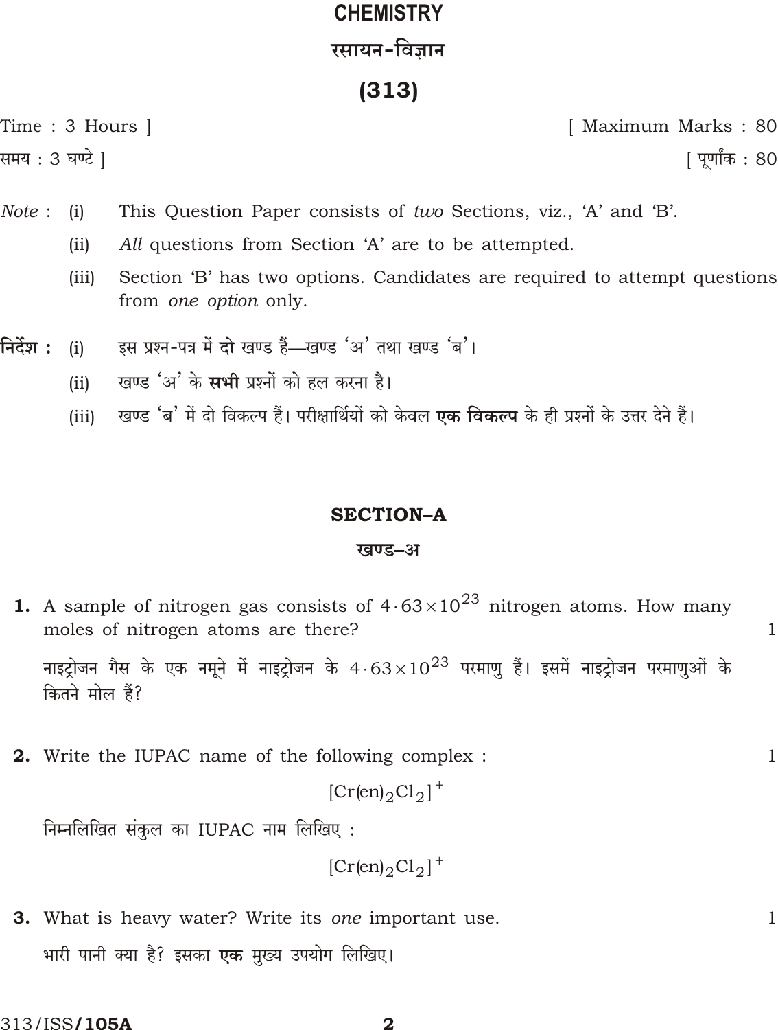# CHEMISTRY

# रसायन-विज्ञान

# (313)

Time : 3 Hours ] [ Maximum Marks : 80

समय : 3 घण्टे ] [ पूर्णांक : 80

*Note* : (i) This Question Paper consists of *two* Sections, viz., 'A' and 'B'.

(ii) *All* questions from Section 'A' are to be attempted.

(iii) Section 'B' has two options. Candidates are required to attempt questions from *one option* only.

**निर्देश :** (i) इस प्रश्न-पत्र में **दो** खण्ड हैं—खण्ड 'अ' तथा खण्ड 'ब'।

(ii) खण्ड 'अ' के **सभी** प्रश्नों को हल करना है।

(iii) खण्ड 'ब' में दो विकल्प हैं। परीक्षार्थियों को केवल **एक विकल्प** के ही प्रश्नों के उत्तर देने हैं।

## SECTION–A

## खण्ड–अ

**1.** A sample of nitrogen gas consists of $4 \cdot 63 \times 10^{23}$ nitrogen atoms. How many moles of nitrogen atoms are there? 1

नाइट्रोजन गैस के एक नमूने में नाइट्रोजन के $4 \cdot 63 \times 10^{23}$ परमाणु हैं। इसमें नाइट्रोजन परमाणुओं के कितने मोल हैं?

**2.** Write the IUPAC name of the following complex : 1

$$[Cr(en)_2Cl_2]^+$$

निम्नलिखित संकुल का IUPAC नाम लिखिए :

$$[Cr(en)_2Cl_2]^+$$

**3.** What is heavy water? Write its *one* important use. 1

भारी पानी क्या है? इसका **एक** मुख्य उपयोग लिखिए।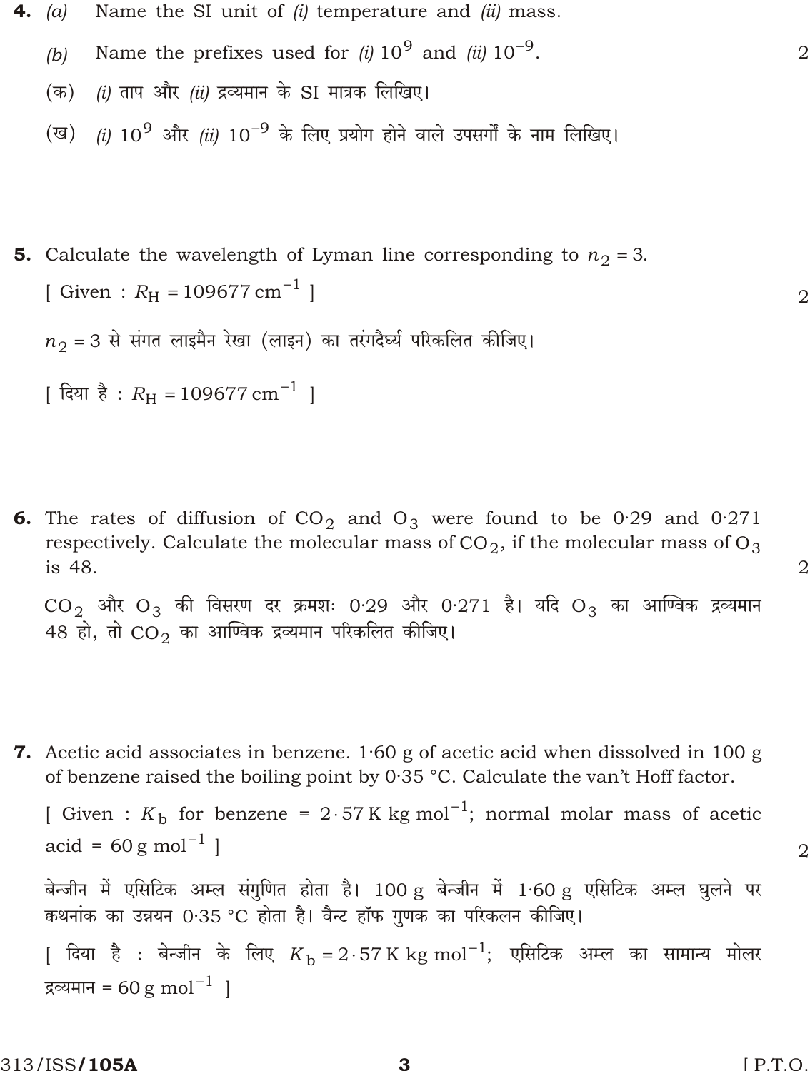**4.** *(a)* Name the SI unit of *(i)* temperature and *(ii)* mass.

*(b)* Name the prefixes used for *(i)* $10^9$ and *(ii)* $10^{-9}$. 2

(क) *(i)* ताप और *(ii)* द्रव्यमान के SI मात्रक लिखिए।

(ख) *(i)* $10^9$ और *(ii)* $10^{-9}$ के लिए प्रयोग होने वाले उपसर्गों के नाम लिखिए।

**5.** Calculate the wavelength of Lyman line corresponding to $n_2 = 3$.

[ Given : $R_H = 109677 \text{ cm}^{-1}$ ] 2

$n_2 = 3$ से संगत लाइमैन रेखा (लाइन) का तरंगदैर्घ्य परिकलित कीजिए।

[ दिया है : $R_H = 109677 \text{ cm}^{-1}$ ]

**6.** The rates of diffusion of $CO_2$ and $O_3$ were found to be 0·29 and 0·271 respectively. Calculate the molecular mass of $CO_2$, if the molecular mass of $O_3$ is 48. 2

$CO_2$ और $O_3$ की विसरण दर क्रमशः 0·29 और 0·271 है। यदि $O_3$ का आण्विक द्रव्यमान 48 हो, तो $CO_2$ का आण्विक द्रव्यमान परिकलित कीजिए।

**7.** Acetic acid associates in benzene. 1·60 g of acetic acid when dissolved in 100 g of benzene raised the boiling point by 0·35 °C. Calculate the van't Hoff factor.

[ Given : $K_b$ for benzene = $2 \cdot 57 \text{ K kg mol}^{-1}$; normal molar mass of acetic acid = $60 \text{ g mol}^{-1}$ ] 2

बेन्जीन में एसिटिक अम्ल संगुणित होता है। 100 g बेन्जीन में 1·60 g एसिटिक अम्ल घुलने पर क्वथनांक का उन्नयन 0·35 °C होता है। वैन्ट हॉफ गुणक का परिकलन कीजिए।

[ दिया है : बेन्जीन के लिए $K_b = 2 \cdot 57 \text{ K kg mol}^{-1}$; एसिटिक अम्ल का सामान्य मोलर द्रव्यमान = $60 \text{ g mol}^{-1}$ ]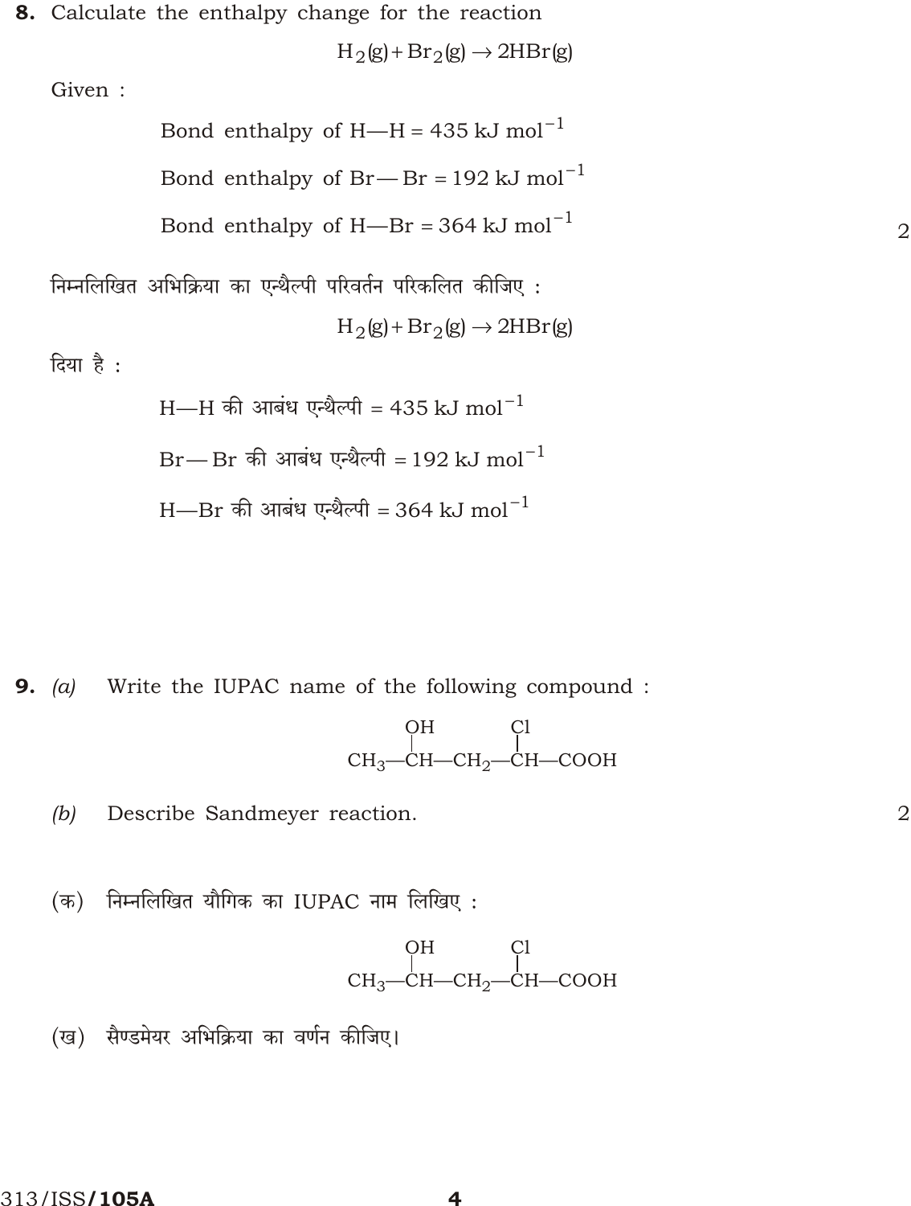**8.** Calculate the enthalpy change for the reaction

$$H_2(g) + Br_2(g) \rightarrow 2HBr(g)$$

Given :

Bond enthalpy of H—H = 435 kJ mol$^{-1}$

Bond enthalpy of Br—Br = 192 kJ mol$^{-1}$

Bond enthalpy of H—Br = 364 kJ mol$^{-1}$

2

निम्नलिखित अभिक्रिया का एन्थैल्पी परिवर्तन परिकलित कीजिए :

$$H_2(g) + Br_2(g) \rightarrow 2HBr(g)$$

दिया है :

H—H की आबंध एन्थैल्पी = 435 kJ mol$^{-1}$

Br—Br की आबंध एन्थैल्पी = 192 kJ mol$^{-1}$

H—Br की आबंध एन्थैल्पी = 364 kJ mol$^{-1}$

**9.** *(a)* Write the IUPAC name of the following compound :

```
       OH          Cl
       |           |
CH3—CH—CH2—CH—COOH
```

*(b)* Describe Sandmeyer reaction.

2

(क) निम्नलिखित यौगिक का IUPAC नाम लिखिए :

```
       OH          Cl
       |           |
CH3—CH—CH2—CH—COOH
```

(ख) सैण्डमेयर अभिक्रिया का वर्णन कीजिए।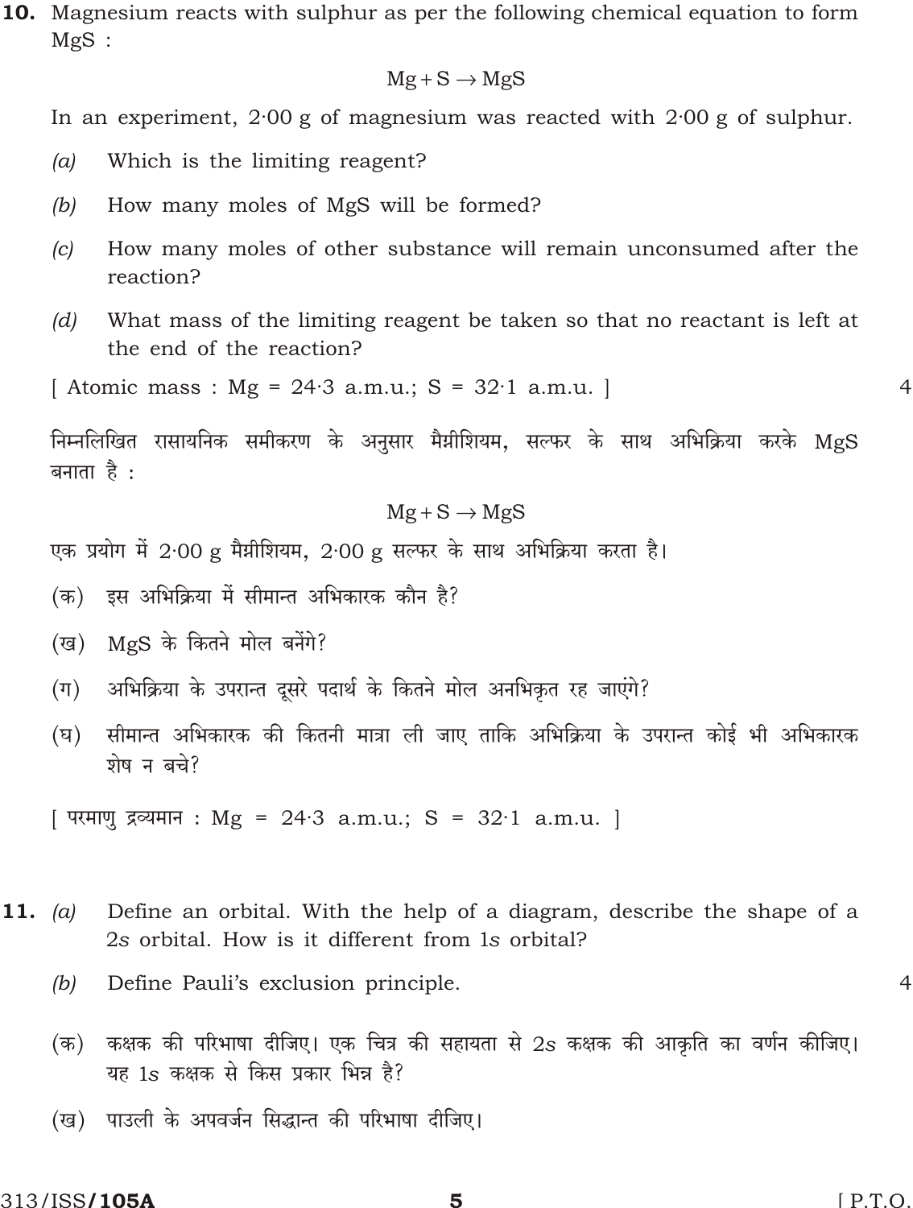**10.** Magnesium reacts with sulphur as per the following chemical equation to form MgS :

$$Mg + S \rightarrow MgS$$

In an experiment, 2·00 g of magnesium was reacted with 2·00 g of sulphur.

*(a)* Which is the limiting reagent?

*(b)* How many moles of MgS will be formed?

*(c)* How many moles of other substance will remain unconsumed after the reaction?

*(d)* What mass of the limiting reagent be taken so that no reactant is left at the end of the reaction?

[ Atomic mass : Mg = 24·3 a.m.u.; S = 32·1 a.m.u. ] 4

निम्नलिखित रासायनिक समीकरण के अनुसार मैग्नीशियम, सल्फर के साथ अभिक्रिया करके MgS बनाता है :

$$Mg + S \rightarrow MgS$$

एक प्रयोग में 2·00 g मैग्नीशियम, 2·00 g सल्फर के साथ अभिक्रिया करता है।

(क) इस अभिक्रिया में सीमान्त अभिकारक कौन है?

(ख) MgS के कितने मोल बनेंगे?

(ग) अभिक्रिया के उपरान्त दूसरे पदार्थ के कितने मोल अनभिकृत रह जाएंगे?

(घ) सीमान्त अभिकारक की कितनी मात्रा ली जाए ताकि अभिक्रिया के उपरान्त कोई भी अभिकारक शेष न बचे?

[ परमाणु द्रव्यमान : Mg = 24·3 a.m.u.; S = 32·1 a.m.u. ]

**11.** *(a)* Define an orbital. With the help of a diagram, describe the shape of a 2*s* orbital. How is it different from 1*s* orbital?

*(b)* Define Pauli's exclusion principle. 4

(क) कक्षक की परिभाषा दीजिए। एक चित्र की सहायता से 2*s* कक्षक की आकृति का वर्णन कीजिए। यह 1*s* कक्षक से किस प्रकार भिन्न है?

(ख) पाउली के अपवर्जन सिद्धान्त की परिभाषा दीजिए।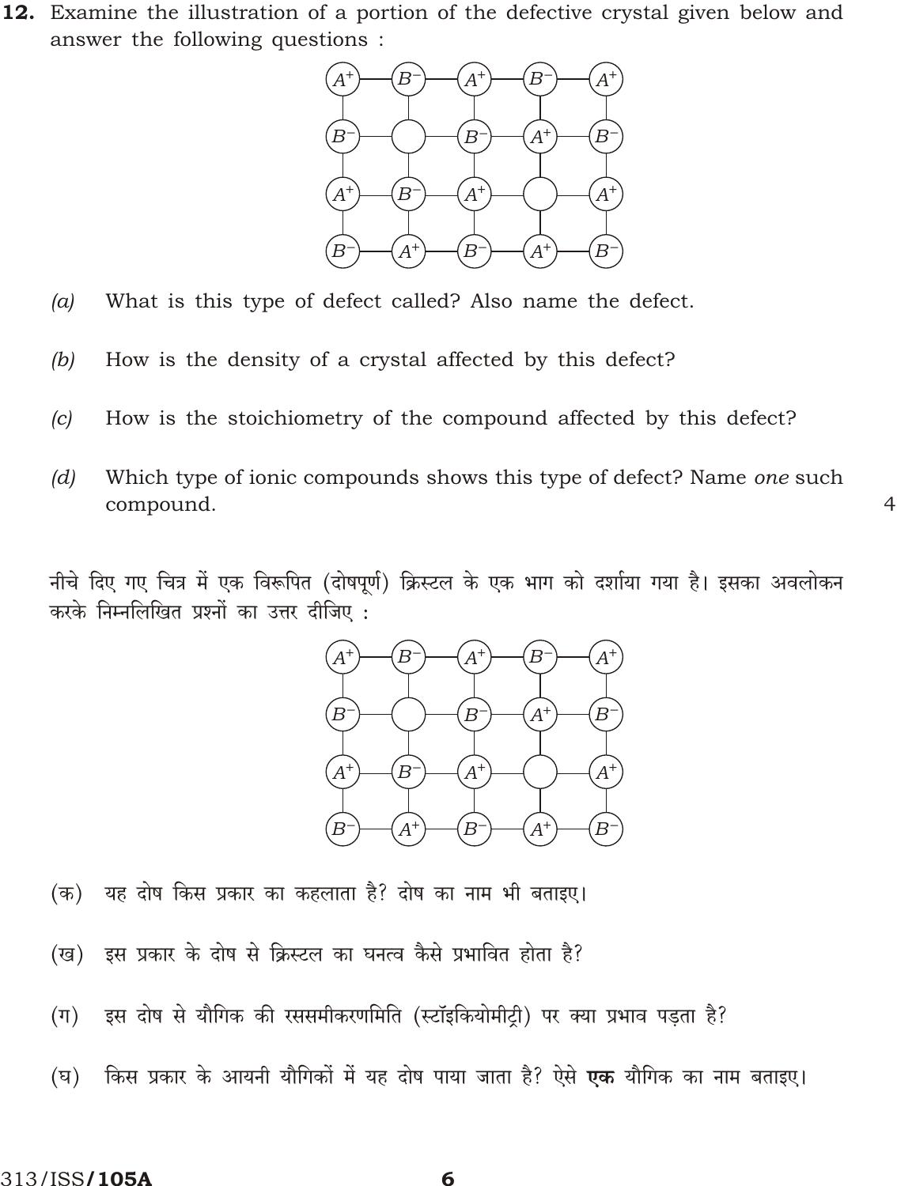**12.** Examine the illustration of a portion of the defective crystal given below and answer the following questions :

$$
\begin{array}{ccccc}
A^+ & B^- & A^+ & B^- & A^+ \\
B^- & \bigcirc & B^- & A^+ & B^- \\
A^+ & B^- & A^+ & \bigcirc & A^+ \\
B^- & A^+ & B^- & A^+ & B^-
\end{array}
$$

*(a)* What is this type of defect called? Also name the defect.

*(b)* How is the density of a crystal affected by this defect?

*(c)* How is the stoichiometry of the compound affected by this defect?

*(d)* Which type of ionic compounds shows this type of defect? Name *one* such compound. 4

नीचे दिए गए चित्र में एक विरूपित (दोषपूर्ण) क्रिस्टल के एक भाग को दर्शाया गया है। इसका अवलोकन करके निम्नलिखित प्रश्नों का उत्तर दीजिए :

$$
\begin{array}{ccccc}
A^+ & B^- & A^+ & B^- & A^+ \\
B^- & \bigcirc & B^- & A^+ & B^- \\
A^+ & B^- & A^+ & \bigcirc & A^+ \\
B^- & A^+ & B^- & A^+ & B^-
\end{array}
$$

(क) यह दोष किस प्रकार का कहलाता है? दोष का नाम भी बताइए।

(ख) इस प्रकार के दोष से क्रिस्टल का घनत्व कैसे प्रभावित होता है?

(ग) इस दोष से यौगिक की रससमीकरणमिति (स्टॉइकियोमीट्री) पर क्या प्रभाव पड़ता है?

(घ) किस प्रकार के आयनी यौगिकों में यह दोष पाया जाता है? ऐसे **एक** यौगिक का नाम बताइए।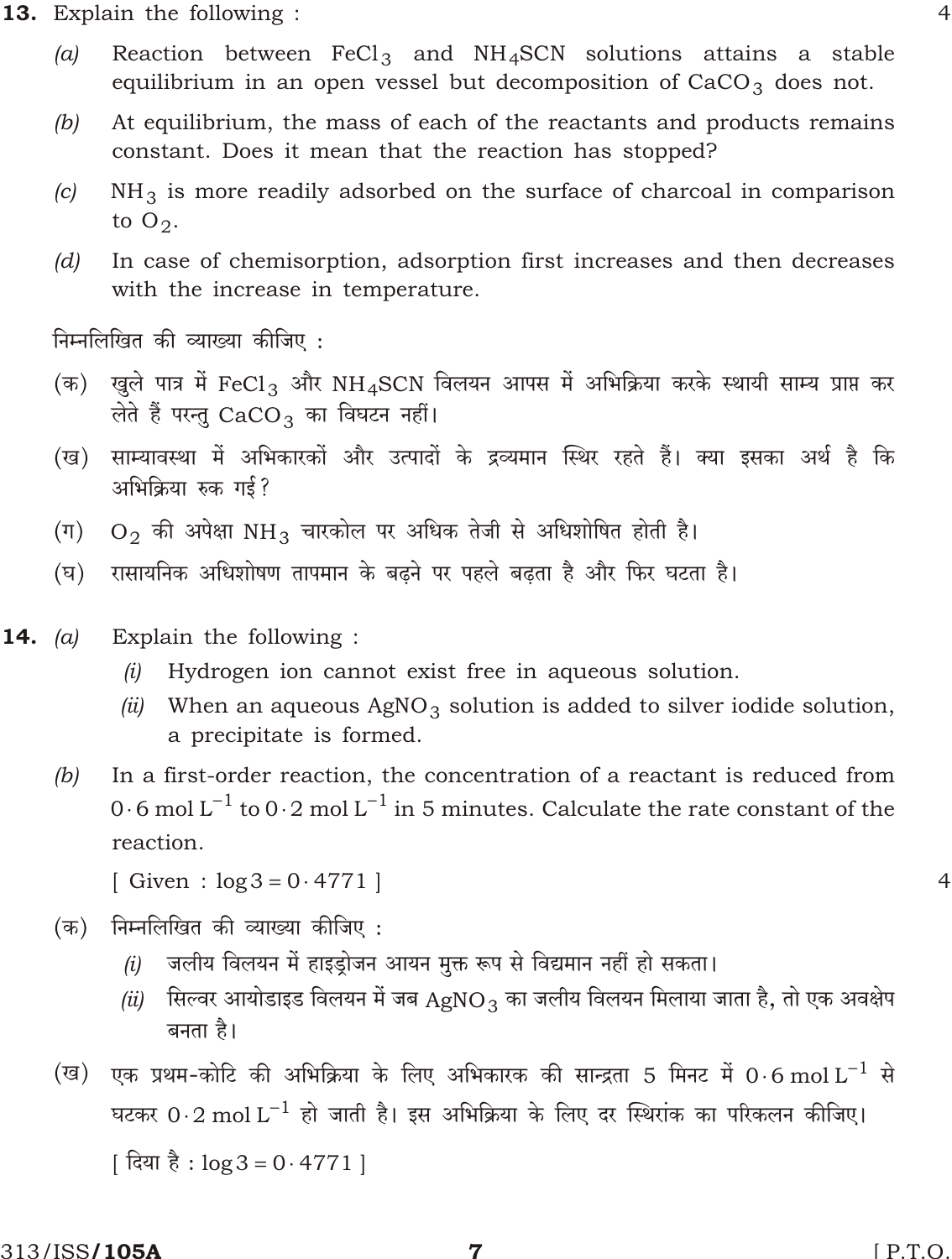**13.** Explain the following : 4

*(a)* Reaction between $FeCl_3$ and $NH_4SCN$ solutions attains a stable equilibrium in an open vessel but decomposition of $CaCO_3$ does not.

*(b)* At equilibrium, the mass of each of the reactants and products remains constant. Does it mean that the reaction has stopped?

*(c)* $NH_3$ is more readily adsorbed on the surface of charcoal in comparison to $O_2$.

*(d)* In case of chemisorption, adsorption first increases and then decreases with the increase in temperature.

निम्नलिखित की व्याख्या कीजिए :

(क) खुले पात्र में $FeCl_3$ और $NH_4SCN$ विलयन आपस में अभिक्रिया करके स्थायी साम्य प्राप्त कर लेते हैं परन्तु $CaCO_3$ का विघटन नहीं।

(ख) साम्यावस्था में अभिकारकों और उत्पादों के द्रव्यमान स्थिर रहते हैं। क्या इसका अर्थ है कि अभिक्रिया रुक गई?

(ग) $O_2$ की अपेक्षा $NH_3$ चारकोल पर अधिक तेजी से अधिशोषित होती है।

(घ) रासायनिक अधिशोषण तापमान के बढ़ने पर पहले बढ़ता है और फिर घटता है।

**14.** *(a)* Explain the following :

*(i)* Hydrogen ion cannot exist free in aqueous solution.

*(ii)* When an aqueous $AgNO_3$ solution is added to silver iodide solution, a precipitate is formed.

*(b)* In a first-order reaction, the concentration of a reactant is reduced from $0 \cdot 6 \text{ mol L}^{-1}$ to $0 \cdot 2 \text{ mol L}^{-1}$ in 5 minutes. Calculate the rate constant of the reaction.

[ Given : $\log 3 = 0 \cdot 4771$ ] 4

(क) निम्नलिखित की व्याख्या कीजिए :

*(i)* जलीय विलयन में हाइड्रोजन आयन मुक्त रूप से विद्यमान नहीं हो सकता।

*(ii)* सिल्वर आयोडाइड विलयन में जब $AgNO_3$ का जलीय विलयन मिलाया जाता है, तो एक अवक्षेप बनता है।

(ख) एक प्रथम-कोटि की अभिक्रिया के लिए अभिकारक की सान्द्रता 5 मिनट में $0 \cdot 6 \text{ mol L}^{-1}$ से घटकर $0 \cdot 2 \text{ mol L}^{-1}$ हो जाती है। इस अभिक्रिया के लिए दर स्थिरांक का परिकलन कीजिए।

[ दिया है : $\log 3 = 0 \cdot 4771$ ]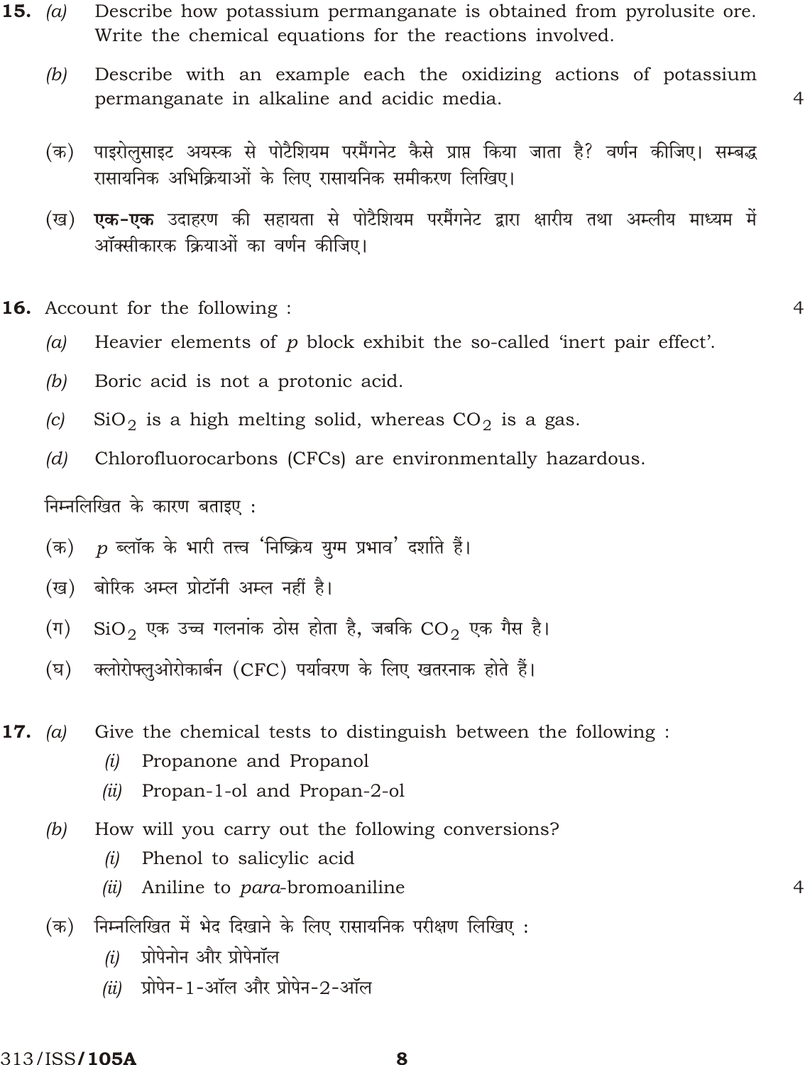**15.** *(a)* Describe how potassium permanganate is obtained from pyrolusite ore. Write the chemical equations for the reactions involved.

*(b)* Describe with an example each the oxidizing actions of potassium permanganate in alkaline and acidic media. 4

(क) पाइरोलुसाइट अयस्क से पोटैशियम परमैंगनेट कैसे प्राप्त किया जाता है? वर्णन कीजिए। सम्बद्ध रासायनिक अभिक्रियाओं के लिए रासायनिक समीकरण लिखिए।

(ख) **एक-एक** उदाहरण की सहायता से पोटैशियम परमैंगनेट द्वारा क्षारीय तथा अम्लीय माध्यम में ऑक्सीकारक क्रियाओं का वर्णन कीजिए।

**16.** Account for the following : 4

*(a)* Heavier elements of *p* block exhibit the so-called 'inert pair effect'.

*(b)* Boric acid is not a protonic acid.

*(c)* $SiO_2$ is a high melting solid, whereas $CO_2$ is a gas.

*(d)* Chlorofluorocarbons (CFCs) are environmentally hazardous.

निम्नलिखित के कारण बताइए :

(क) *p* ब्लॉक के भारी तत्त्व 'निष्क्रिय युग्म प्रभाव' दर्शाते हैं।

(ख) बोरिक अम्ल प्रोटॉनी अम्ल नहीं है।

(ग) $SiO_2$ एक उच्च गलनांक ठोस होता है, जबकि $CO_2$ एक गैस है।

(घ) क्लोरोफ्लुओरोकार्बन (CFC) पर्यावरण के लिए खतरनाक होते हैं।

**17.** *(a)* Give the chemical tests to distinguish between the following :

*(i)* Propanone and Propanol

*(ii)* Propan-1-ol and Propan-2-ol

*(b)* How will you carry out the following conversions?

*(i)* Phenol to salicylic acid

*(ii)* Aniline to *para*-bromoaniline 4

(क) निम्नलिखित में भेद दिखाने के लिए रासायनिक परीक्षण लिखिए :

*(i)* प्रोपेनोन और प्रोपेनॉल

*(ii)* प्रोपेन-1-ऑल और प्रोपेन-2-ऑल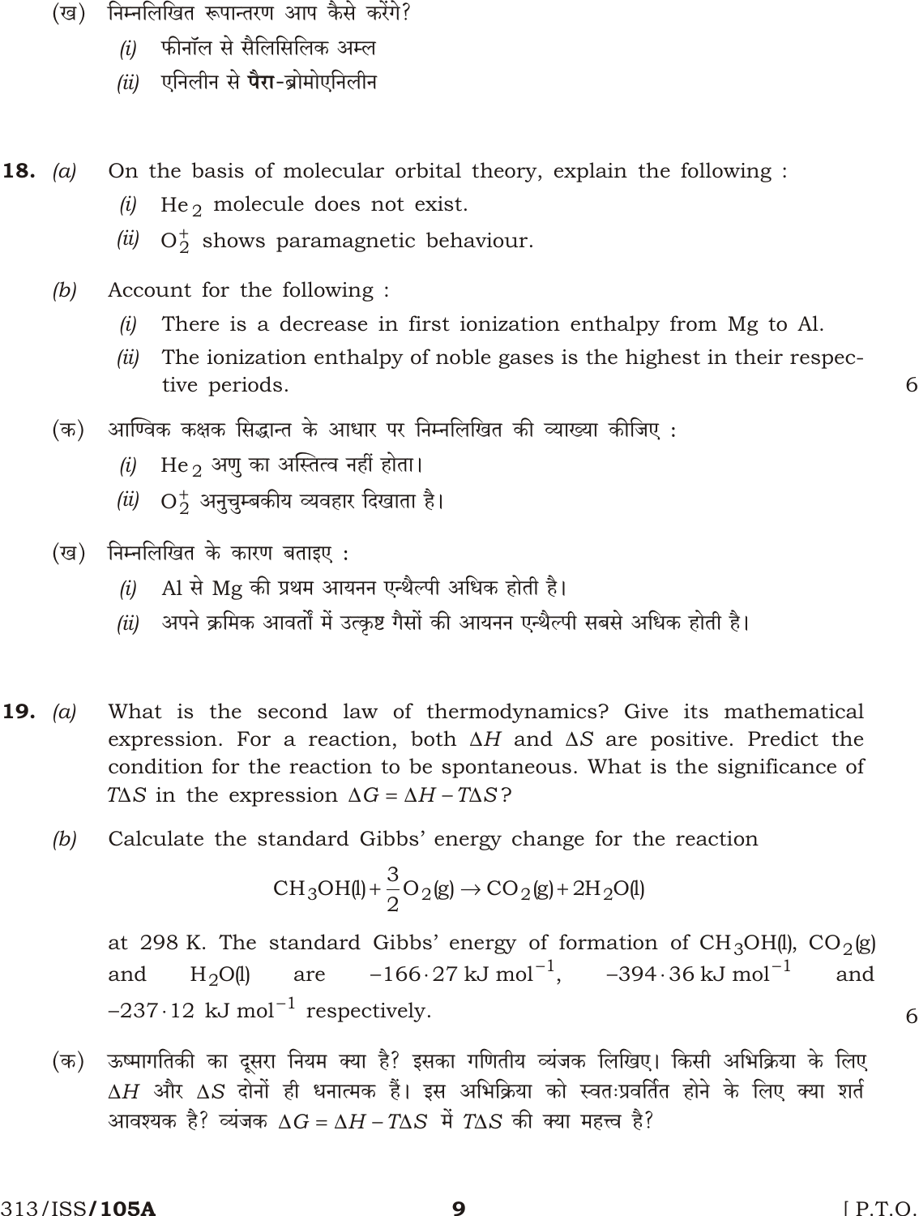(ख) निम्नलिखित रूपान्तरण आप कैसे करेंगे?

   (i) फीनॉल से सैलिसिलिक अम्ल

   (ii) एनिलीन से **पैरा**-ब्रोमोएनिलीन

**18.** (a) On the basis of molecular orbital theory, explain the following :

   (i) $He_2$ molecule does not exist.

   (ii) $O_2^+$ shows paramagnetic behaviour.

(b) Account for the following :

   (i) There is a decrease in first ionization enthalpy from Mg to Al.

   (ii) The ionization enthalpy of noble gases is the highest in their respective periods.

6

(क) आण्विक कक्षक सिद्धान्त के आधार पर निम्नलिखित की व्याख्या कीजिए :

   (i) $He_2$ अणु का अस्तित्व नहीं होता।

   (ii) $O_2^+$ अनुचुम्बकीय व्यवहार दिखाता है।

(ख) निम्नलिखित के कारण बताइए :

   (i) Al से Mg की प्रथम आयनन एन्थैल्पी अधिक होती है।

   (ii) अपने क्रमिक आवर्तों में उत्कृष्ट गैसों की आयनन एन्थैल्पी सबसे अधिक होती है।

**19.** (a) What is the second law of thermodynamics? Give its mathematical expression. For a reaction, both $\Delta H$ and $\Delta S$ are positive. Predict the condition for the reaction to be spontaneous. What is the significance of $T\Delta S$ in the expression $\Delta G = \Delta H - T\Delta S$?

(b) Calculate the standard Gibbs' energy change for the reaction

$$CH_3OH(l) + \frac{3}{2}O_2(g) \rightarrow CO_2(g) + 2H_2O(l)$$

at 298 K. The standard Gibbs' energy of formation of $CH_3OH(l)$, $CO_2(g)$ and $H_2O(l)$ are $-166 \cdot 27$ kJ mol$^{-1}$, $-394 \cdot 36$ kJ mol$^{-1}$ and $-237 \cdot 12$ kJ mol$^{-1}$ respectively.

6

(क) ऊष्मागतिकी का दूसरा नियम क्या है? इसका गणितीय व्यंजक लिखिए। किसी अभिक्रिया के लिए $\Delta H$ और $\Delta S$ दोनों ही धनात्मक हैं। इस अभिक्रिया को स्वतःप्रवर्तित होने के लिए क्या शर्त आवश्यक है? व्यंजक $\Delta G = \Delta H - T\Delta S$ में $T\Delta S$ की क्या महत्त्व है?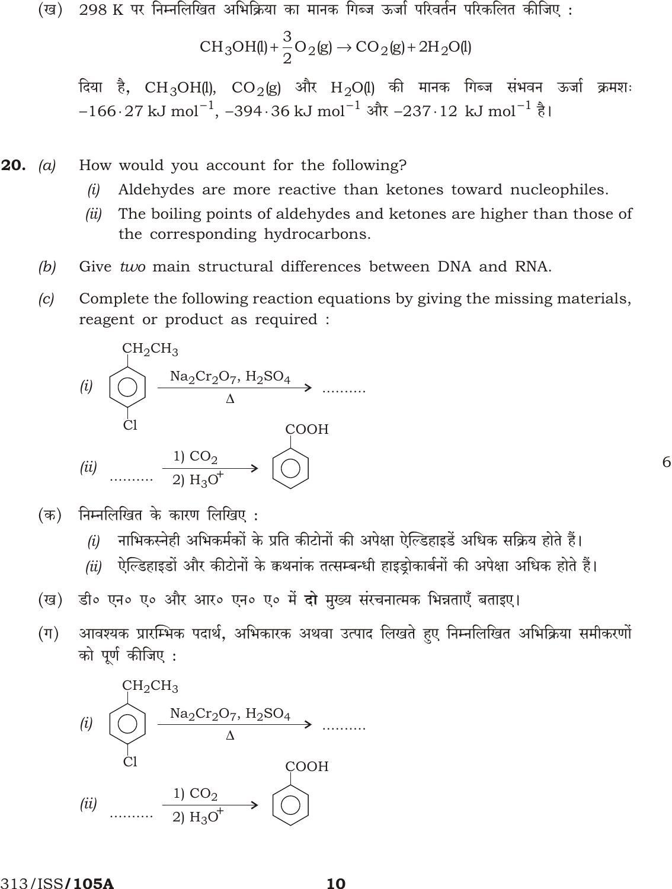(ख) 298 K पर निम्नलिखित अभिक्रिया का मानक गिब्ज ऊर्जा परिवर्तन परिकलित कीजिए :

$$CH_3OH(l) + \frac{3}{2}O_2(g) \rightarrow CO_2(g) + 2H_2O(l)$$

दिया है, $CH_3OH(l)$, $CO_2(g)$ और $H_2O(l)$ की मानक गिब्ज संभवन ऊर्जा क्रमशः $-166 \cdot 27 \text{ kJ mol}^{-1}$, $-394 \cdot 36 \text{ kJ mol}^{-1}$ और $-237 \cdot 12 \text{ kJ mol}^{-1}$ है।

**20.** *(a)* How would you account for the following?

*(i)* Aldehydes are more reactive than ketones toward nucleophiles.

*(ii)* The boiling points of aldehydes and ketones are higher than those of the corresponding hydrocarbons.

*(b)* Give *two* main structural differences between DNA and RNA.

*(c)* Complete the following reaction equations by giving the missing materials, reagent or product as required :

*(i)* (4-chloroethylbenzene: benzene ring with $CH_2CH_3$ and Cl para) $\xrightarrow[\Delta]{Na_2Cr_2O_7,\ H_2SO_4}$ ..........

*(ii)* .......... $\xrightarrow[2)\ H_3O^+]{1)\ CO_2}$ (benzene ring with COOH)

6

(क) निम्नलिखित के कारण लिखिए :

*(i)* नाभिकस्नेही अभिकर्मकों के प्रति कीटोनों की अपेक्षा ऐल्डिहाइडें अधिक सक्रिय होते हैं।

*(ii)* ऐल्डिहाइडों और कीटोनों के क्वथनांक तत्सम्बन्धी हाइड्रोकार्बनों की अपेक्षा अधिक होते हैं।

(ख) डी० एन० ए० और आर० एन० ए० में **दो** मुख्य संरचनात्मक भिन्नताएँ बताइए।

(ग) आवश्यक प्रारम्भिक पदार्थ, अभिकारक अथवा उत्पाद लिखते हुए निम्नलिखित अभिक्रिया समीकरणों को पूर्ण कीजिए :

*(i)* (4-chloroethylbenzene: benzene ring with $CH_2CH_3$ and Cl para) $\xrightarrow[\Delta]{Na_2Cr_2O_7,\ H_2SO_4}$ ..........

*(ii)* .......... $\xrightarrow[2)\ H_3O^+]{1)\ CO_2}$ (benzene ring with COOH)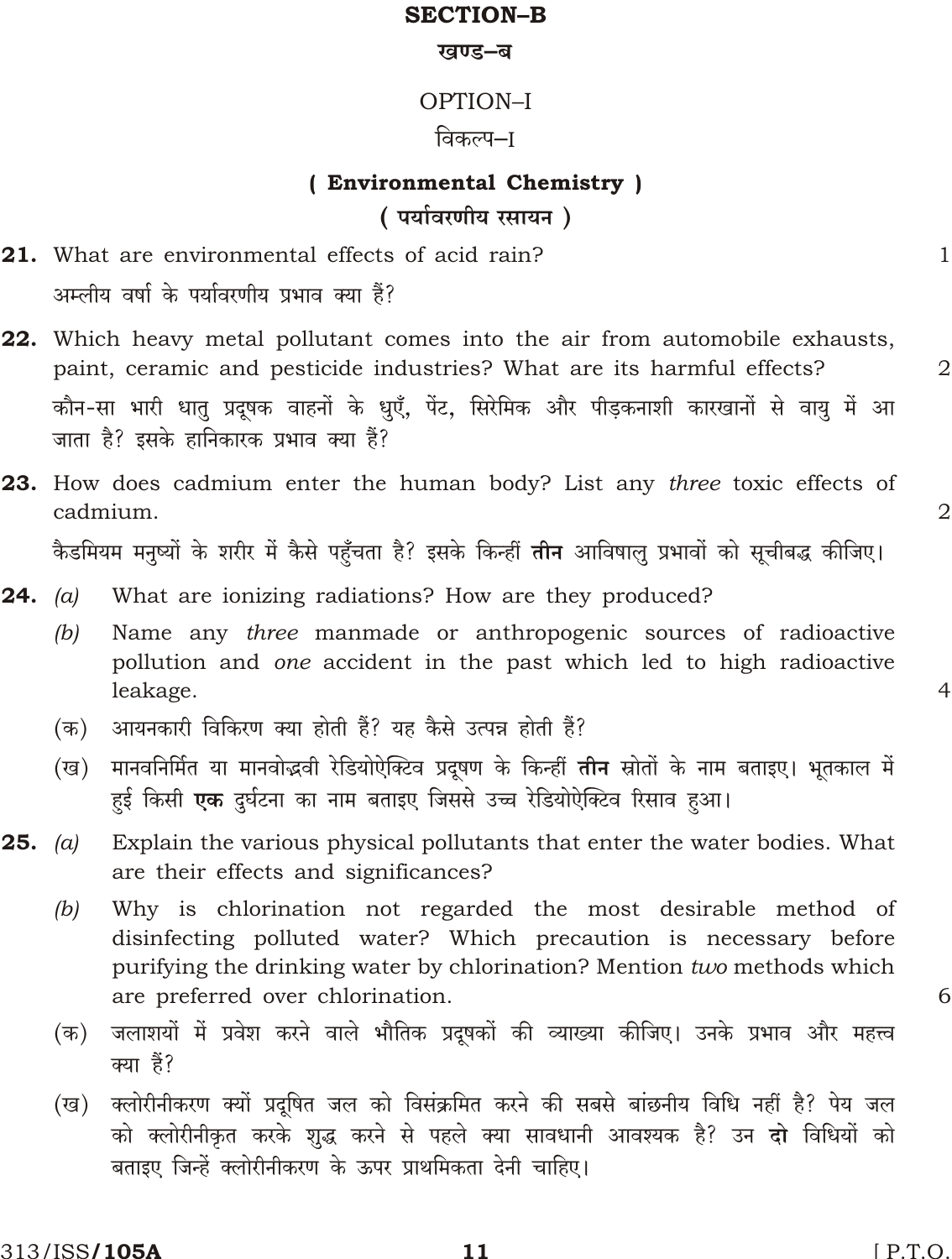## SECTION–B

## खण्ड–ब

### OPTION–I

### विकल्प–I

### ( Environmental Chemistry )

### ( पर्यावरणीय रसायन )

**21.** What are environmental effects of acid rain? 1

अम्लीय वर्षा के पर्यावरणीय प्रभाव क्या हैं?

**22.** Which heavy metal pollutant comes into the air from automobile exhausts, paint, ceramic and pesticide industries? What are its harmful effects? 2

कौन-सा भारी धातु प्रदूषक वाहनों के धुएँ, पेंट, सिरेमिक और पीड़कनाशी कारखानों से वायु में आ जाता है? इसके हानिकारक प्रभाव क्या हैं?

**23.** How does cadmium enter the human body? List any *three* toxic effects of cadmium. 2

कैडमियम मनुष्यों के शरीर में कैसे पहुँचता है? इसके किन्हीं **तीन** आविषालु प्रभावों को सूचीबद्ध कीजिए।

**24.** *(a)* What are ionizing radiations? How are they produced?

*(b)* Name any *three* manmade or anthropogenic sources of radioactive pollution and *one* accident in the past which led to high radioactive leakage. 4

(क) आयनकारी विकिरण क्या होती हैं? यह कैसे उत्पन्न होती हैं?

(ख) मानवनिर्मित या मानवोद्भवी रेडियोऐक्टिव प्रदूषण के किन्हीं **तीन** स्रोतों के नाम बताइए। भूतकाल में हुई किसी **एक** दुर्घटना का नाम बताइए जिससे उच्च रेडियोऐक्टिव रिसाव हुआ।

**25.** *(a)* Explain the various physical pollutants that enter the water bodies. What are their effects and significances?

*(b)* Why is chlorination not regarded the most desirable method of disinfecting polluted water? Which precaution is necessary before purifying the drinking water by chlorination? Mention *two* methods which are preferred over chlorination. 6

(क) जलाशयों में प्रवेश करने वाले भौतिक प्रदूषकों की व्याख्या कीजिए। उनके प्रभाव और महत्त्व क्या हैं?

(ख) क्लोरीनीकरण क्यों प्रदूषित जल को विसंक्रमित करने की सबसे बांछनीय विधि नहीं है? पेय जल को क्लोरीनीकृत करके शुद्ध करने से पहले क्या सावधानी आवश्यक है? उन **दो** विधियों को बताइए जिन्हें क्लोरीनीकरण के ऊपर प्राथमिकता देनी चाहिए।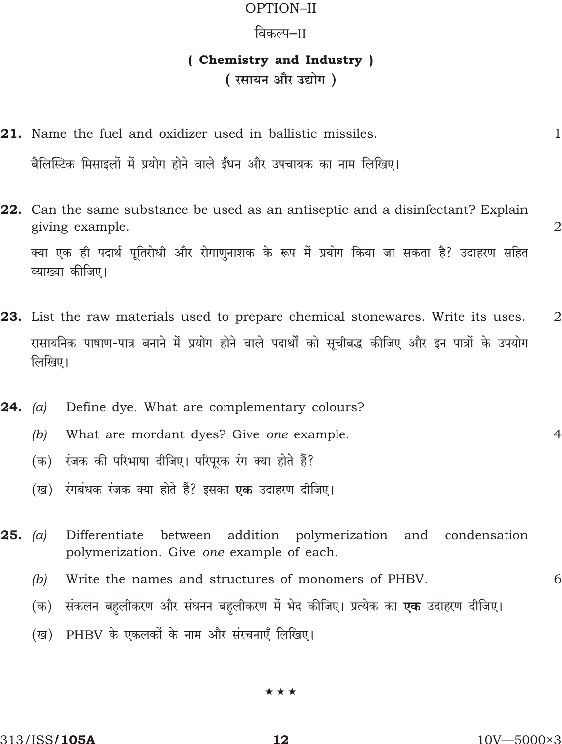OPTION–II

विकल्प–II

## ( Chemistry and Industry )

## ( रसायन और उद्योग )

**21.** Name the fuel and oxidizer used in ballistic missiles. 1

बैलिस्टिक मिसाइलों में प्रयोग होने वाले ईंधन और उपचायक का नाम लिखिए।

**22.** Can the same substance be used as an antiseptic and a disinfectant? Explain giving example. 2

क्या एक ही पदार्थ पूतिरोधी और रोगाणुनाशक के रूप में प्रयोग किया जा सकता है? उदाहरण सहित व्याख्या कीजिए।

**23.** List the raw materials used to prepare chemical stonewares. Write its uses. 2

रासायनिक पाषाण-पात्र बनाने में प्रयोग होने वाले पदार्थों को सूचीबद्ध कीजिए और इन पात्रों के उपयोग लिखिए।

**24.** *(a)* Define dye. What are complementary colours?

*(b)* What are mordant dyes? Give *one* example. 4

(क) रंजक की परिभाषा दीजिए। परिपूरक रंग क्या होते हैं?

(ख) रंगबंधक रंजक क्या होते हैं? इसका **एक** उदाहरण दीजिए।

**25.** *(a)* Differentiate between addition polymerization and condensation polymerization. Give *one* example of each.

*(b)* Write the names and structures of monomers of PHBV. 6

(क) संकलन बहुलीकरण और संघनन बहुलीकरण में भेद कीजिए। प्रत्येक का **एक** उदाहरण दीजिए।

(ख) PHBV के एकलकों के नाम और संरचनाएँ लिखिए।

★ ★ ★